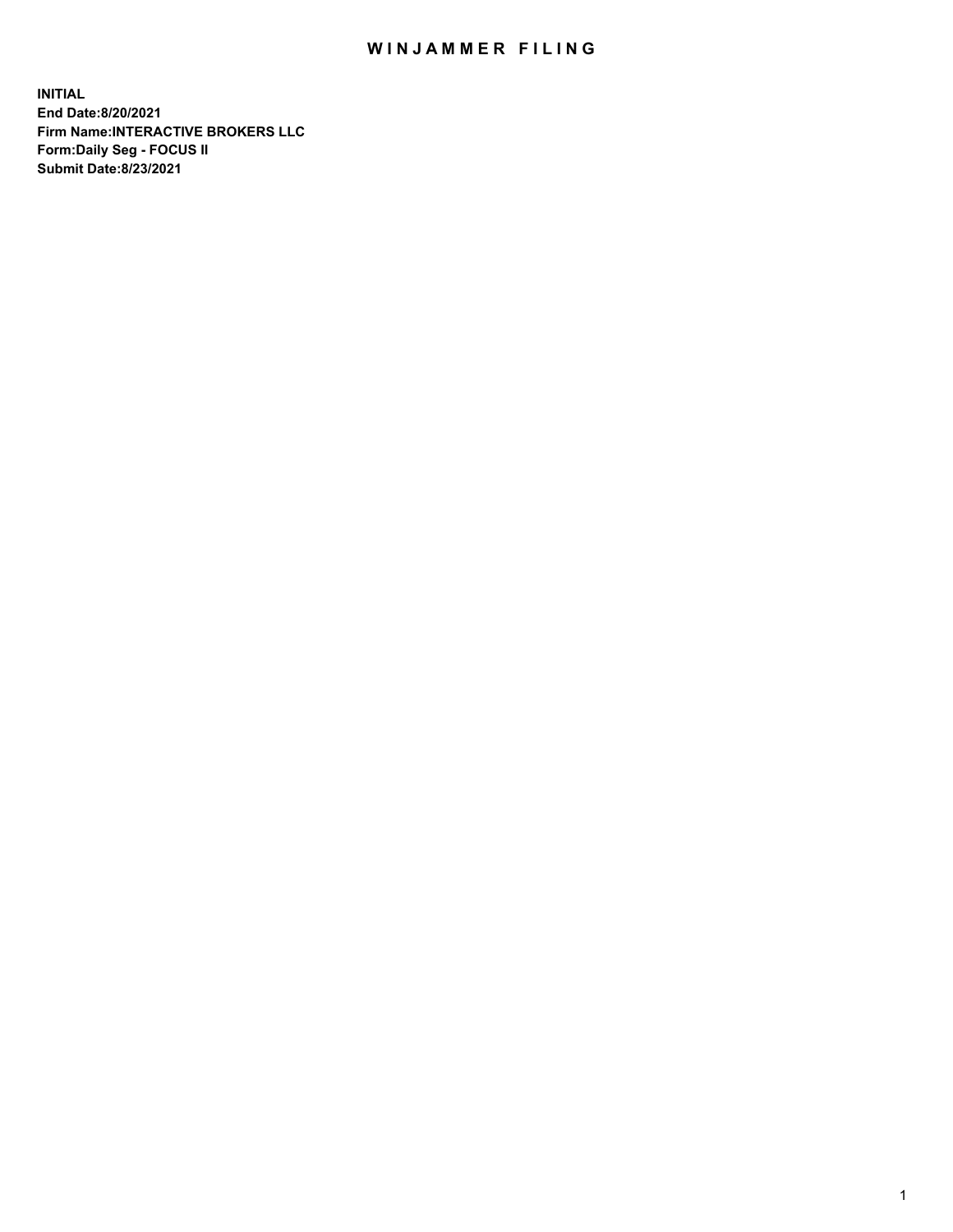# WINJAMMER FILING

**INITIAL**
**End Date:8/20/2021**
**Firm Name:INTERACTIVE BROKERS LLC**
**Form:Daily Seg - FOCUS II**
**Submit Date:8/23/2021**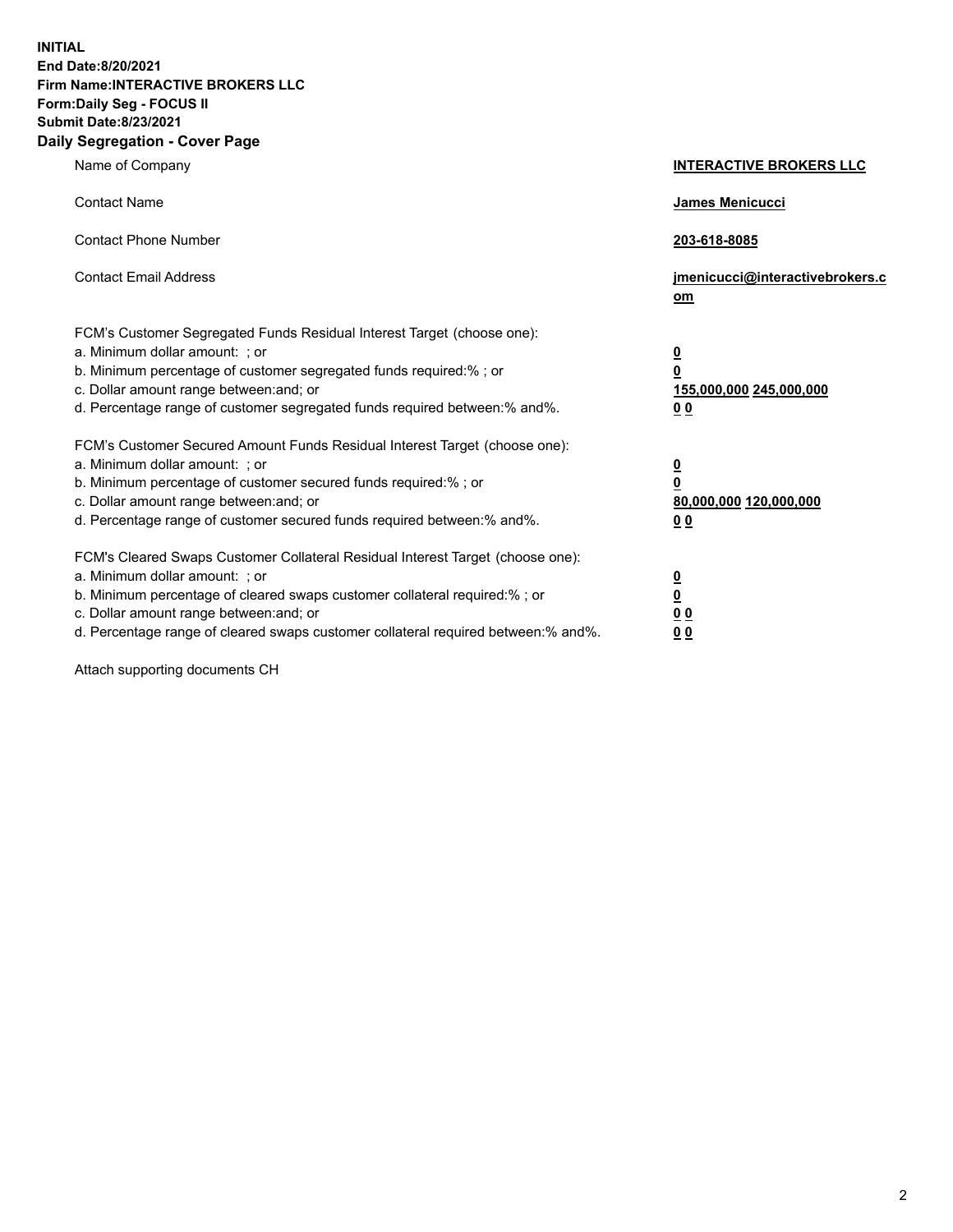**INITIAL**
**End Date:8/20/2021**
**Firm Name:INTERACTIVE BROKERS LLC**
**Form:Daily Seg - FOCUS II**
**Submit Date:8/23/2021**

## Daily Segregation - Cover Page

| | |
|---|---|
| Name of Company | **INTERACTIVE BROKERS LLC** |
| Contact Name | **James Menicucci** |
| Contact Phone Number | **203-618-8085** |
| Contact Email Address | **jmenicucci@interactivebrokers.com** |

FCM's Customer Segregated Funds Residual Interest Target (choose one):

| | |
|---|---|
| a. Minimum dollar amount: ; or | **0** |
| b. Minimum percentage of customer segregated funds required:% ; or | **0** |
| c. Dollar amount range between:and; or | **155,000,000** **245,000,000** |
| d. Percentage range of customer segregated funds required between:% and%. | **0** **0** |

FCM's Customer Secured Amount Funds Residual Interest Target (choose one):

| | |
|---|---|
| a. Minimum dollar amount: ; or | **0** |
| b. Minimum percentage of customer secured funds required:% ; or | **0** |
| c. Dollar amount range between:and; or | **80,000,000** **120,000,000** |
| d. Percentage range of customer secured funds required between:% and%. | **0** **0** |

FCM's Cleared Swaps Customer Collateral Residual Interest Target (choose one):

| | |
|---|---|
| a. Minimum dollar amount: ; or | **0** |
| b. Minimum percentage of cleared swaps customer collateral required:% ; or | **0** |
| c. Dollar amount range between:and; or | **0** **0** |
| d. Percentage range of cleared swaps customer collateral required between:% and%. | **0** **0** |

Attach supporting documents CH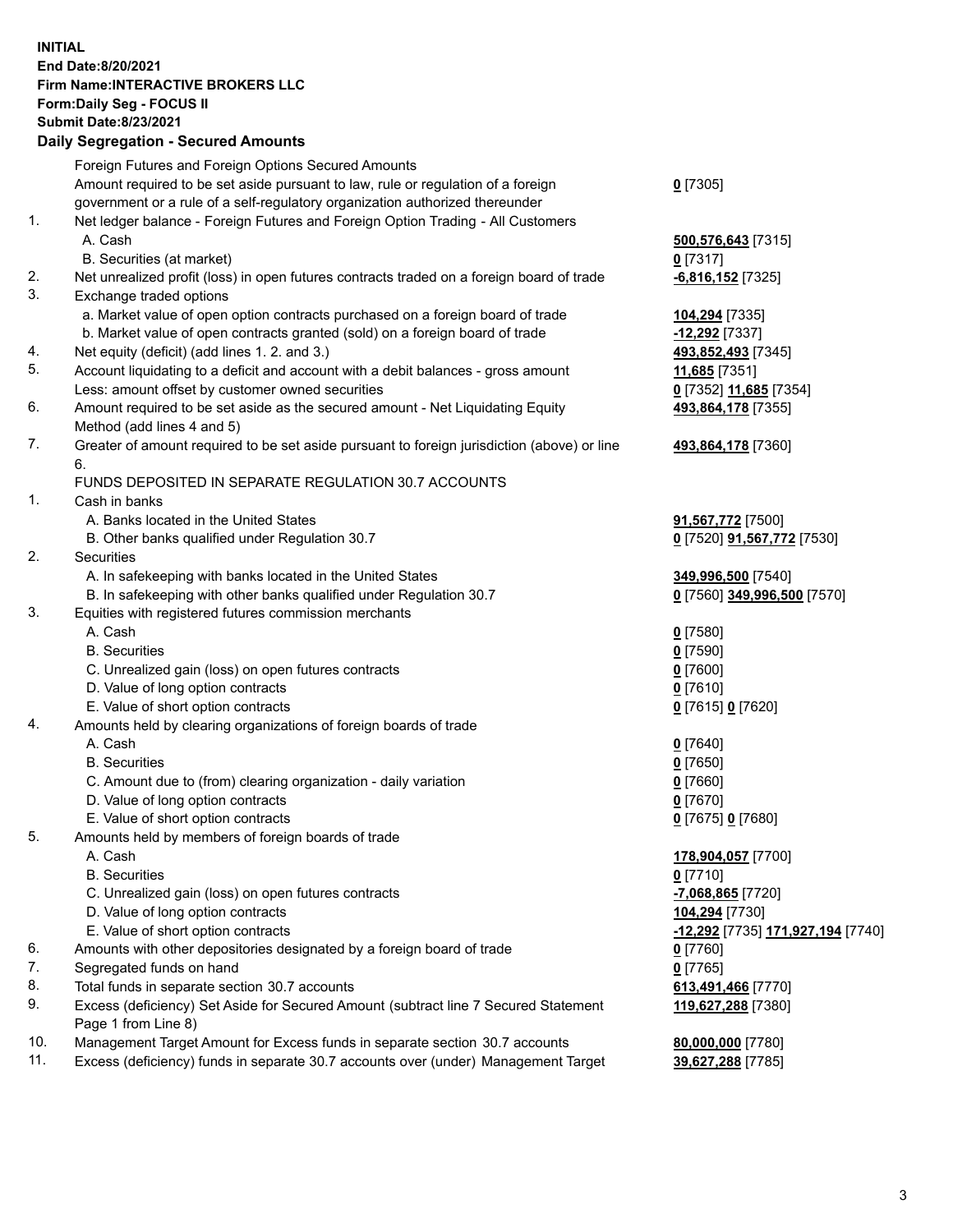**INITIAL**
**End Date:8/20/2021**
**Firm Name:INTERACTIVE BROKERS LLC**
**Form:Daily Seg - FOCUS II**
**Submit Date:8/23/2021**
**Daily Segregation - Secured Amounts**

| | | |
|---|---|---|
| | Foreign Futures and Foreign Options Secured Amounts | |
| | Amount required to be set aside pursuant to law, rule or regulation of a foreign government or a rule of a self-regulatory organization authorized thereunder | **0** [7305] |
| 1. | Net ledger balance - Foreign Futures and Foreign Option Trading - All Customers | |
| | A. Cash | **500,576,643** [7315] |
| | B. Securities (at market) | **0** [7317] |
| 2. | Net unrealized profit (loss) in open futures contracts traded on a foreign board of trade | **-6,816,152** [7325] |
| 3. | Exchange traded options | |
| | a. Market value of open option contracts purchased on a foreign board of trade | **104,294** [7335] |
| | b. Market value of open contracts granted (sold) on a foreign board of trade | **-12,292** [7337] |
| 4. | Net equity (deficit) (add lines 1. 2. and 3.) | **493,852,493** [7345] |
| 5. | Account liquidating to a deficit and account with a debit balances - gross amount | **11,685** [7351] |
| | Less: amount offset by customer owned securities | **0** [7352] **11,685** [7354] |
| 6. | Amount required to be set aside as the secured amount - Net Liquidating Equity Method (add lines 4 and 5) | **493,864,178** [7355] |
| 7. | Greater of amount required to be set aside pursuant to foreign jurisdiction (above) or line 6. | **493,864,178** [7360] |
| | FUNDS DEPOSITED IN SEPARATE REGULATION 30.7 ACCOUNTS | |
| 1. | Cash in banks | |
| | A. Banks located in the United States | **91,567,772** [7500] |
| | B. Other banks qualified under Regulation 30.7 | **0** [7520] **91,567,772** [7530] |
| 2. | Securities | |
| | A. In safekeeping with banks located in the United States | **349,996,500** [7540] |
| | B. In safekeeping with other banks qualified under Regulation 30.7 | **0** [7560] **349,996,500** [7570] |
| 3. | Equities with registered futures commission merchants | |
| | A. Cash | **0** [7580] |
| | B. Securities | **0** [7590] |
| | C. Unrealized gain (loss) on open futures contracts | **0** [7600] |
| | D. Value of long option contracts | **0** [7610] |
| | E. Value of short option contracts | **0** [7615] **0** [7620] |
| 4. | Amounts held by clearing organizations of foreign boards of trade | |
| | A. Cash | **0** [7640] |
| | B. Securities | **0** [7650] |
| | C. Amount due to (from) clearing organization - daily variation | **0** [7660] |
| | D. Value of long option contracts | **0** [7670] |
| | E. Value of short option contracts | **0** [7675] **0** [7680] |
| 5. | Amounts held by members of foreign boards of trade | |
| | A. Cash | **178,904,057** [7700] |
| | B. Securities | **0** [7710] |
| | C. Unrealized gain (loss) on open futures contracts | **-7,068,865** [7720] |
| | D. Value of long option contracts | **104,294** [7730] |
| | E. Value of short option contracts | **-12,292** [7735] **171,927,194** [7740] |
| 6. | Amounts with other depositories designated by a foreign board of trade | **0** [7760] |
| 7. | Segregated funds on hand | **0** [7765] |
| 8. | Total funds in separate section 30.7 accounts | **613,491,466** [7770] |
| 9. | Excess (deficiency) Set Aside for Secured Amount (subtract line 7 Secured Statement Page 1 from Line 8) | **119,627,288** [7380] |
| 10. | Management Target Amount for Excess funds in separate section 30.7 accounts | **80,000,000** [7780] |
| 11. | Excess (deficiency) funds in separate 30.7 accounts over (under) Management Target | **39,627,288** [7785] |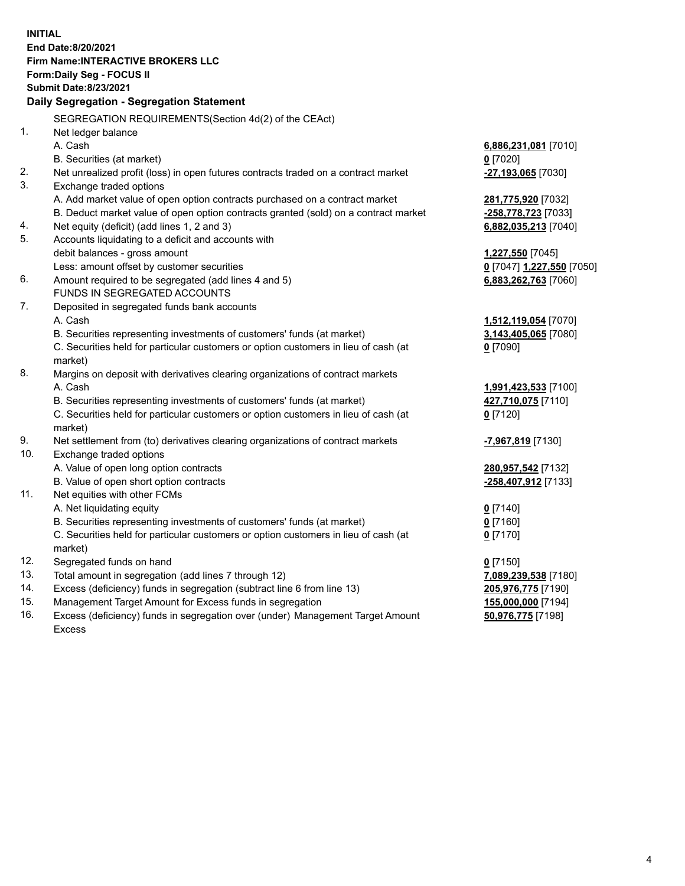**INITIAL**
**End Date:8/20/2021**
**Firm Name:INTERACTIVE BROKERS LLC**
**Form:Daily Seg - FOCUS II**
**Submit Date:8/23/2021**
**Daily Segregation - Segregation Statement**

| | | |
|---|---|---|
| | SEGREGATION REQUIREMENTS(Section 4d(2) of the CEAct) | |
| 1. | Net ledger balance | |
| | A. Cash | **6,886,231,081** [7010] |
| | B. Securities (at market) | **0** [7020] |
| 2. | Net unrealized profit (loss) in open futures contracts traded on a contract market | **-27,193,065** [7030] |
| 3. | Exchange traded options | |
| | A. Add market value of open option contracts purchased on a contract market | **281,775,920** [7032] |
| | B. Deduct market value of open option contracts granted (sold) on a contract market | **-258,778,723** [7033] |
| 4. | Net equity (deficit) (add lines 1, 2 and 3) | **6,882,035,213** [7040] |
| 5. | Accounts liquidating to a deficit and accounts with | |
| | debit balances - gross amount | **1,227,550** [7045] |
| | Less: amount offset by customer securities | **0** [7047] **1,227,550** [7050] |
| 6. | Amount required to be segregated (add lines 4 and 5) | **6,883,262,763** [7060] |
| | FUNDS IN SEGREGATED ACCOUNTS | |
| 7. | Deposited in segregated funds bank accounts | |
| | A. Cash | **1,512,119,054** [7070] |
| | B. Securities representing investments of customers' funds (at market) | **3,143,405,065** [7080] |
| | C. Securities held for particular customers or option customers in lieu of cash (at market) | **0** [7090] |
| 8. | Margins on deposit with derivatives clearing organizations of contract markets | |
| | A. Cash | **1,991,423,533** [7100] |
| | B. Securities representing investments of customers' funds (at market) | **427,710,075** [7110] |
| | C. Securities held for particular customers or option customers in lieu of cash (at market) | **0** [7120] |
| 9. | Net settlement from (to) derivatives clearing organizations of contract markets | **-7,967,819** [7130] |
| 10. | Exchange traded options | |
| | A. Value of open long option contracts | **280,957,542** [7132] |
| | B. Value of open short option contracts | **-258,407,912** [7133] |
| 11. | Net equities with other FCMs | |
| | A. Net liquidating equity | **0** [7140] |
| | B. Securities representing investments of customers' funds (at market) | **0** [7160] |
| | C. Securities held for particular customers or option customers in lieu of cash (at market) | **0** [7170] |
| 12. | Segregated funds on hand | **0** [7150] |
| 13. | Total amount in segregation (add lines 7 through 12) | **7,089,239,538** [7180] |
| 14. | Excess (deficiency) funds in segregation (subtract line 6 from line 13) | **205,976,775** [7190] |
| 15. | Management Target Amount for Excess funds in segregation | **155,000,000** [7194] |
| 16. | Excess (deficiency) funds in segregation over (under) Management Target Amount Excess | **50,976,775** [7198] |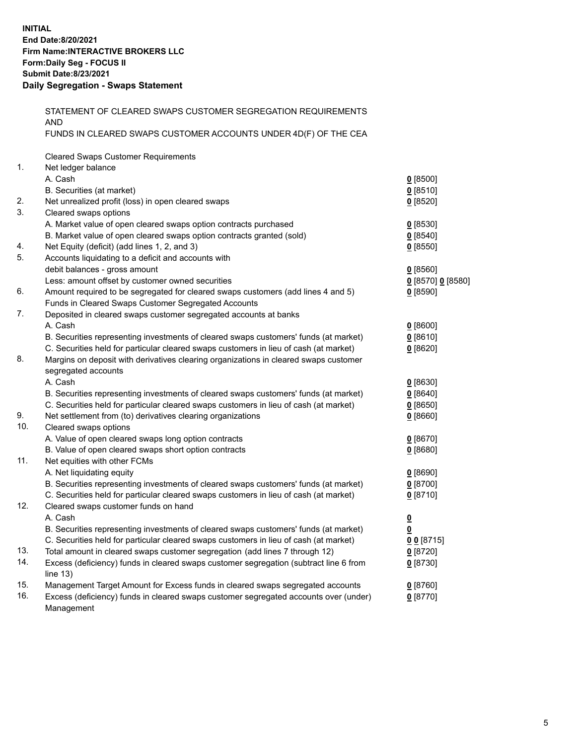**INITIAL**
**End Date:8/20/2021**
**Firm Name:INTERACTIVE BROKERS LLC**
**Form:Daily Seg - FOCUS II**
**Submit Date:8/23/2021**
**Daily Segregation - Swaps Statement**

STATEMENT OF CLEARED SWAPS CUSTOMER SEGREGATION REQUIREMENTS AND FUNDS IN CLEARED SWAPS CUSTOMER ACCOUNTS UNDER 4D(F) OF THE CEA

| | | |
|---|---|---|
| | Cleared Swaps Customer Requirements | |
| 1. | Net ledger balance | |
| | A. Cash | 0 [8500] |
| | B. Securities (at market) | 0 [8510] |
| 2. | Net unrealized profit (loss) in open cleared swaps | 0 [8520] |
| 3. | Cleared swaps options | |
| | A. Market value of open cleared swaps option contracts purchased | 0 [8530] |
| | B. Market value of open cleared swaps option contracts granted (sold) | 0 [8540] |
| 4. | Net Equity (deficit) (add lines 1, 2, and 3) | 0 [8550] |
| 5. | Accounts liquidating to a deficit and accounts with | |
| | debit balances - gross amount | 0 [8560] |
| | Less: amount offset by customer owned securities | 0 [8570] 0 [8580] |
| 6. | Amount required to be segregated for cleared swaps customers (add lines 4 and 5) | 0 [8590] |
| | Funds in Cleared Swaps Customer Segregated Accounts | |
| 7. | Deposited in cleared swaps customer segregated accounts at banks | |
| | A. Cash | 0 [8600] |
| | B. Securities representing investments of cleared swaps customers' funds (at market) | 0 [8610] |
| | C. Securities held for particular cleared swaps customers in lieu of cash (at market) | 0 [8620] |
| 8. | Margins on deposit with derivatives clearing organizations in cleared swaps customer segregated accounts | |
| | A. Cash | 0 [8630] |
| | B. Securities representing investments of cleared swaps customers' funds (at market) | 0 [8640] |
| | C. Securities held for particular cleared swaps customers in lieu of cash (at market) | 0 [8650] |
| 9. | Net settlement from (to) derivatives clearing organizations | 0 [8660] |
| 10. | Cleared swaps options | |
| | A. Value of open cleared swaps long option contracts | 0 [8670] |
| | B. Value of open cleared swaps short option contracts | 0 [8680] |
| 11. | Net equities with other FCMs | |
| | A. Net liquidating equity | 0 [8690] |
| | B. Securities representing investments of cleared swaps customers' funds (at market) | 0 [8700] |
| | C. Securities held for particular cleared swaps customers in lieu of cash (at market) | 0 [8710] |
| 12. | Cleared swaps customer funds on hand | |
| | A. Cash | 0 |
| | B. Securities representing investments of cleared swaps customers' funds (at market) | 0 |
| | C. Securities held for particular cleared swaps customers in lieu of cash (at market) | 0 0 [8715] |
| 13. | Total amount in cleared swaps customer segregation (add lines 7 through 12) | 0 [8720] |
| 14. | Excess (deficiency) funds in cleared swaps customer segregation (subtract line 6 from line 13) | 0 [8730] |
| 15. | Management Target Amount for Excess funds in cleared swaps segregated accounts | 0 [8760] |
| 16. | Excess (deficiency) funds in cleared swaps customer segregated accounts over (under) Management | 0 [8770] |